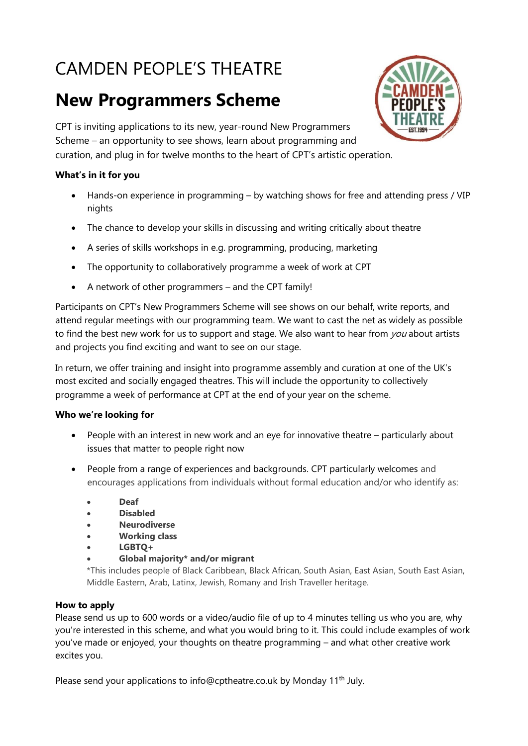# CAMDEN PEOPLE'S THEATRE

## New Programmers Scheme

CPT is inviting applications to its new, year-round New Programmers Scheme – an opportunity to see shows, learn about programming and curation, and plug in for twelve months to the heart of CPT's artistic operation.

**What's in it for you**

- Hands-on experience in programming – by watching shows for free and attending press / VIP nights
- The chance to develop your skills in discussing and writing critically about theatre
- A series of skills workshops in e.g. programming, producing, marketing
- The opportunity to collaboratively programme a week of work at CPT
- A network of other programmers – and the CPT family!

Participants on CPT's New Programmers Scheme will see shows on our behalf, write reports, and attend regular meetings with our programming team. We want to cast the net as widely as possible to find the best new work for us to support and stage. We also want to hear from *you* about artists and projects you find exciting and want to see on our stage.

In return, we offer training and insight into programme assembly and curation at one of the UK's most excited and socially engaged theatres. This will include the opportunity to collectively programme a week of performance at CPT at the end of your year on the scheme.

**Who we're looking for**

- People with an interest in new work and an eye for innovative theatre – particularly about issues that matter to people right now
- People from a range of experiences and backgrounds. CPT particularly welcomes and encourages applications from individuals without formal education and/or who identify as:
  - **Deaf**
  - **Disabled**
  - **Neurodiverse**
  - **Working class**
  - **LGBTQ+**
  - **Global majority* and/or migrant**

  *This includes people of Black Caribbean, Black African, South Asian, East Asian, South East Asian, Middle Eastern, Arab, Latinx, Jewish, Romany and Irish Traveller heritage.

**How to apply**

Please send us up to 600 words or a video/audio file of up to 4 minutes telling us who you are, why you're interested in this scheme, and what you would bring to it. This could include examples of work you've made or enjoyed, your thoughts on theatre programming – and what other creative work excites you.

Please send your applications to info@cptheatre.co.uk by Monday 11th July.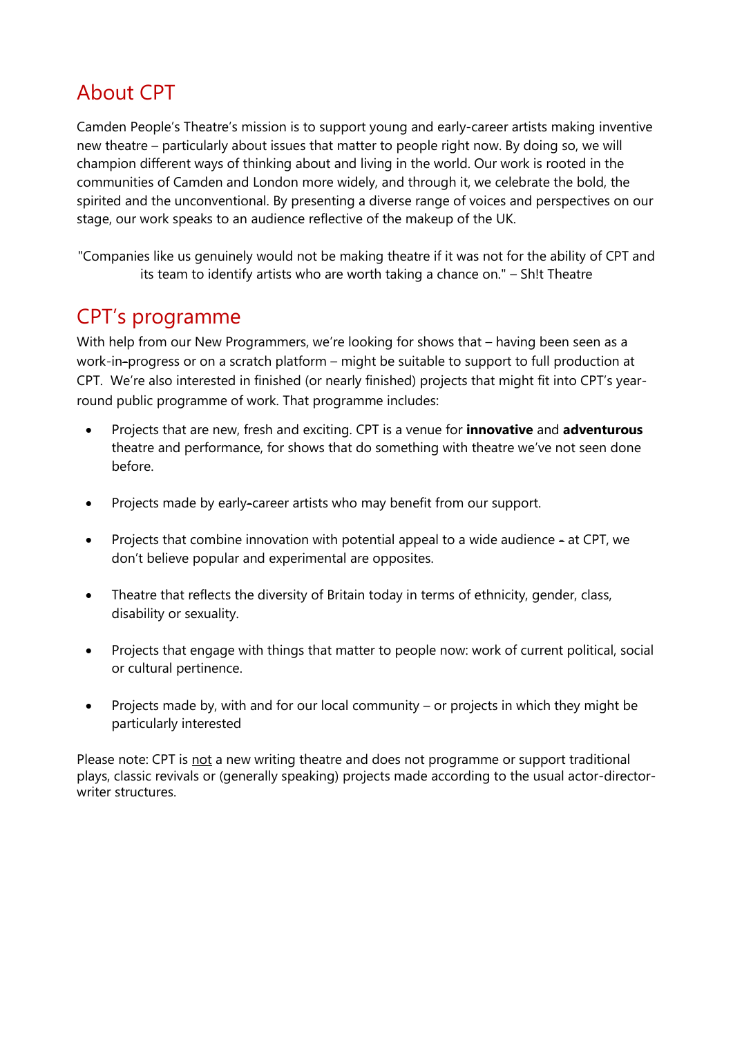## About CPT

Camden People's Theatre's mission is to support young and early-career artists making inventive new theatre – particularly about issues that matter to people right now. By doing so, we will champion different ways of thinking about and living in the world. Our work is rooted in the communities of Camden and London more widely, and through it, we celebrate the bold, the spirited and the unconventional. By presenting a diverse range of voices and perspectives on our stage, our work speaks to an audience reflective of the makeup of the UK.

"Companies like us genuinely would not be making theatre if it was not for the ability of CPT and its team to identify artists who are worth taking a chance on." – Sh!t Theatre

## CPT's programme

With help from our New Programmers, we're looking for shows that – having been seen as a work-in-progress or on a scratch platform – might be suitable to support to full production at CPT. We're also interested in finished (or nearly finished) projects that might fit into CPT's year-round public programme of work. That programme includes:

- Projects that are new, fresh and exciting. CPT is a venue for **innovative** and **adventurous** theatre and performance, for shows that do something with theatre we've not seen done before.
- Projects made by early-career artists who may benefit from our support.
- Projects that combine innovation with potential appeal to a wide audience – at CPT, we don't believe popular and experimental are opposites.
- Theatre that reflects the diversity of Britain today in terms of ethnicity, gender, class, disability or sexuality.
- Projects that engage with things that matter to people now: work of current political, social or cultural pertinence.
- Projects made by, with and for our local community – or projects in which they might be particularly interested

Please note: CPT is <u>not</u> a new writing theatre and does not programme or support traditional plays, classic revivals or (generally speaking) projects made according to the usual actor-director-writer structures.